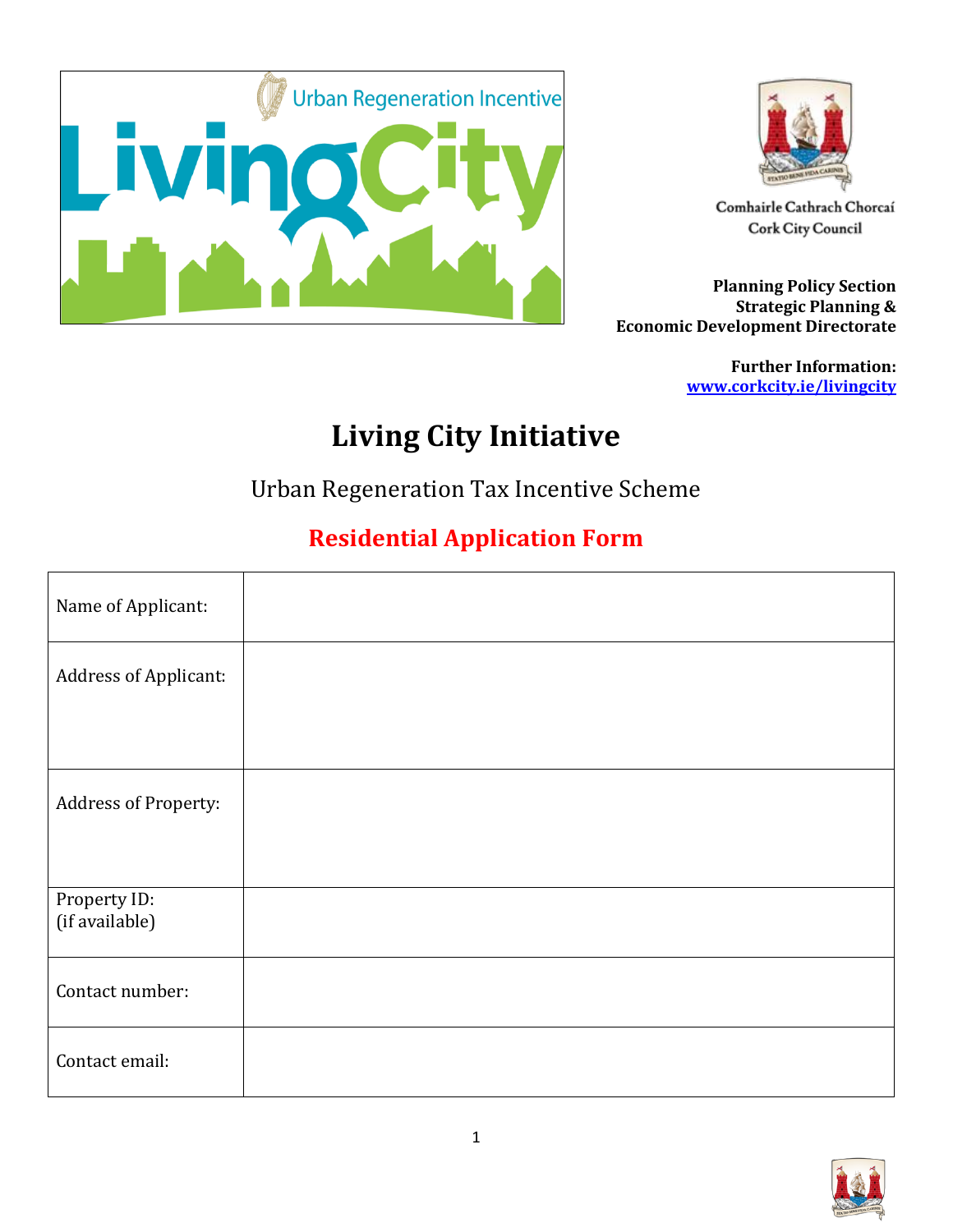Urban Regeneration Incentive

LivingCity

Comhairle Cathrach Chorcaí
Cork City Council

**Planning Policy Section**
**Strategic Planning &**
**Economic Development Directorate**

**Further Information:**
**[www.corkcity.ie/livingcity](http://www.corkcity.ie/livingcity)**

# Living City Initiative

## Urban Regeneration Tax Incentive Scheme

## Residential Application Form

| | |
|---|---|
| Name of Applicant: | |
| Address of Applicant: | |
| Address of Property: | |
| Property ID: (if available) | |
| Contact number: | |
| Contact email: | |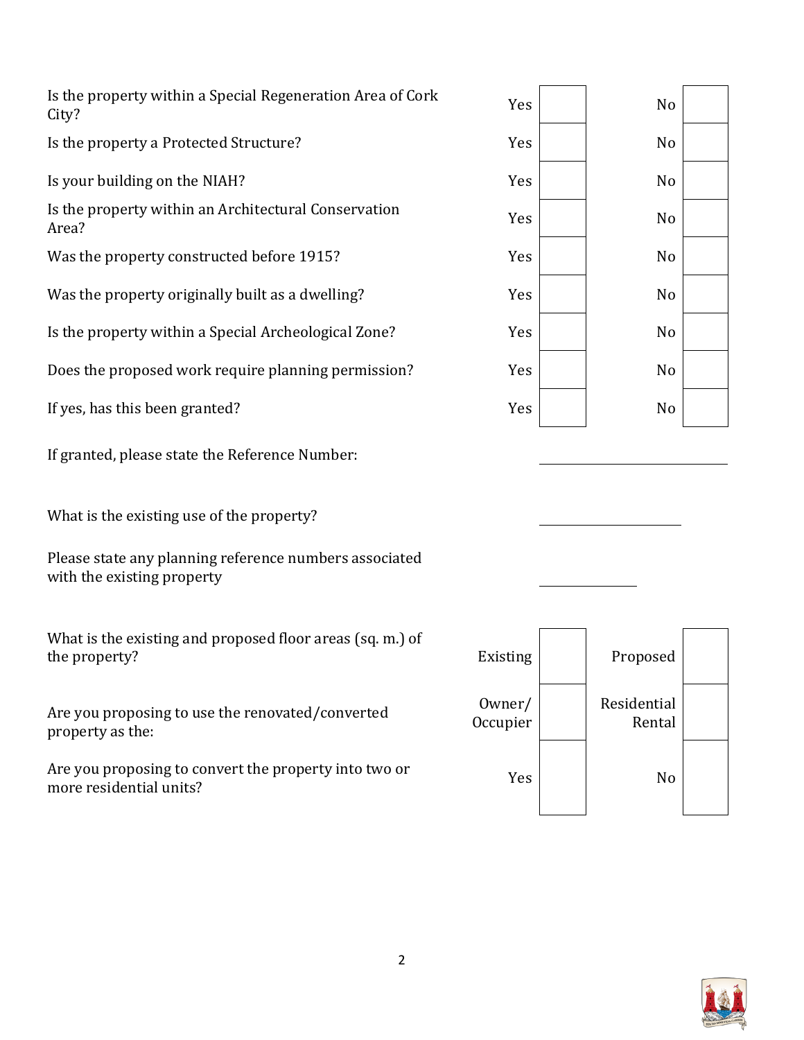| Question | | | | |
|---|---|---|---|---|
| Is the property within a Special Regeneration Area of Cork City? | Yes | | No | |
| Is the property a Protected Structure? | Yes | | No | |
| Is your building on the NIAH? | Yes | | No | |
| Is the property within an Architectural Conservation Area? | Yes | | No | |
| Was the property constructed before 1915? | Yes | | No | |
| Was the property originally built as a dwelling? | Yes | | No | |
| Is the property within a Special Archeological Zone? | Yes | | No | |
| Does the proposed work require planning permission? | Yes | | No | |
| If yes, has this been granted? | Yes | | No | |

If granted, please state the Reference Number: ____________________

What is the existing use of the property? ____________________

Please state any planning reference numbers associated with the existing property ____________________

| Question | | | | |
|---|---|---|---|---|
| What is the existing and proposed floor areas (sq. m.) of the property? | Existing | | Proposed | |
| Are you proposing to use the renovated/converted property as the: | Owner/ Occupier | | Residential Rental | |
| Are you proposing to convert the property into two or more residential units? | Yes | | No | |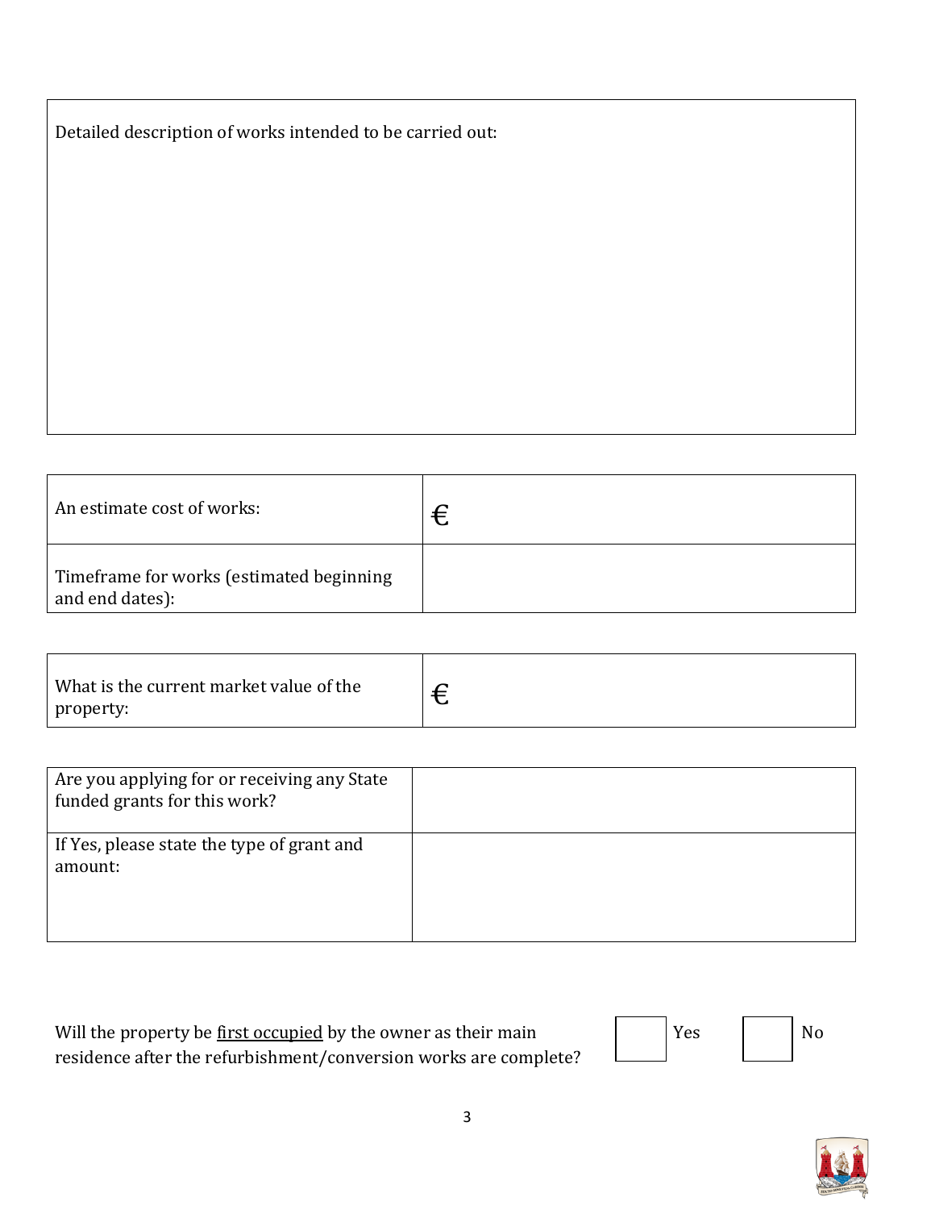| Detailed description of works intended to be carried out: |
|---|
| |

| | |
|---|---|
| An estimate cost of works: | € |
| Timeframe for works (estimated beginning and end dates): | |

| | |
|---|---|
| What is the current market value of the property: | € |

| | |
|---|---|
| Are you applying for or receiving any State funded grants for this work? | |
| If Yes, please state the type of grant and amount: | |

Will the property be <u>first occupied</u> by the owner as their main residence after the refurbishment/conversion works are complete? ☐ Yes ☐ No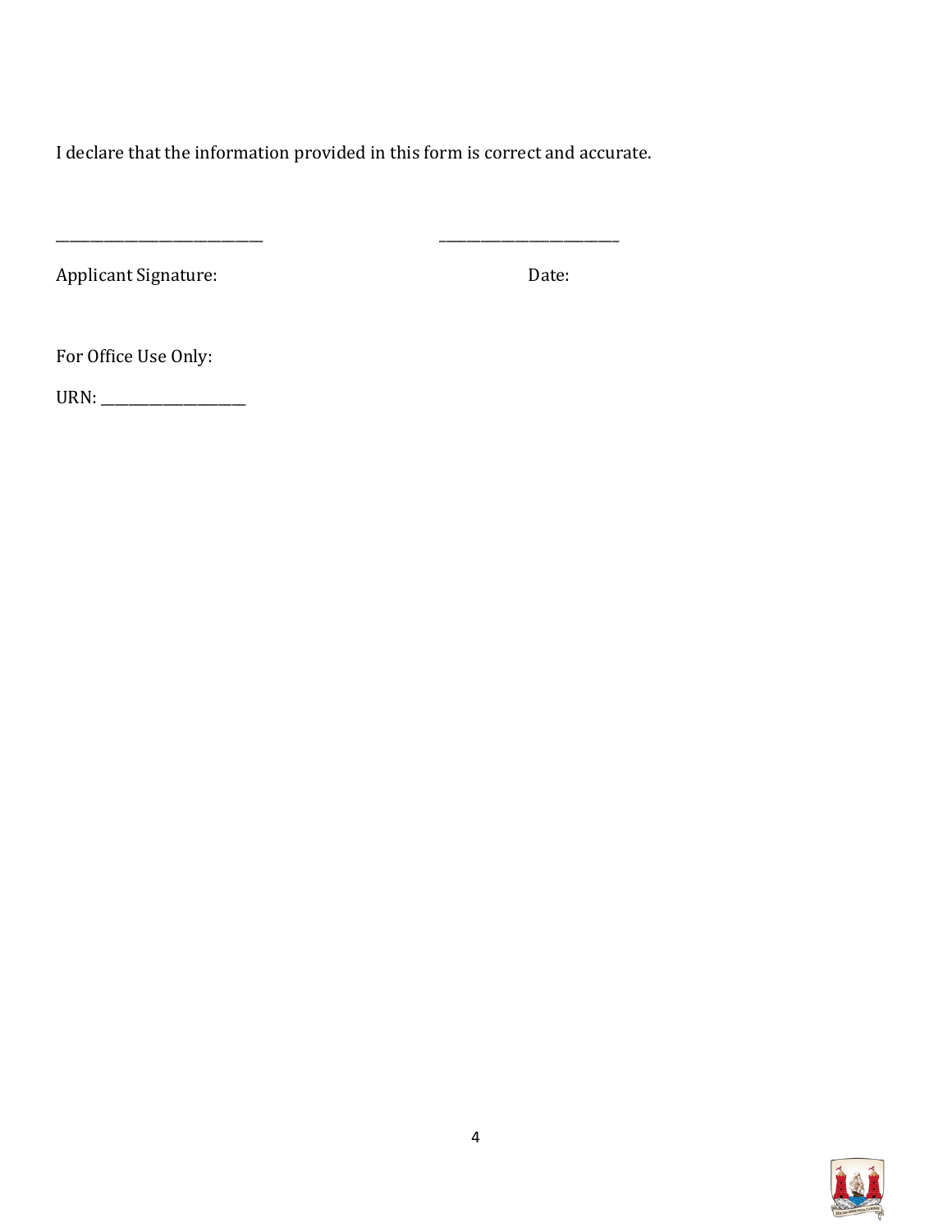I declare that the information provided in this form is correct and accurate.

_____________________________ _________________________

Applicant Signature: Date:

For Office Use Only:

URN: ____________________